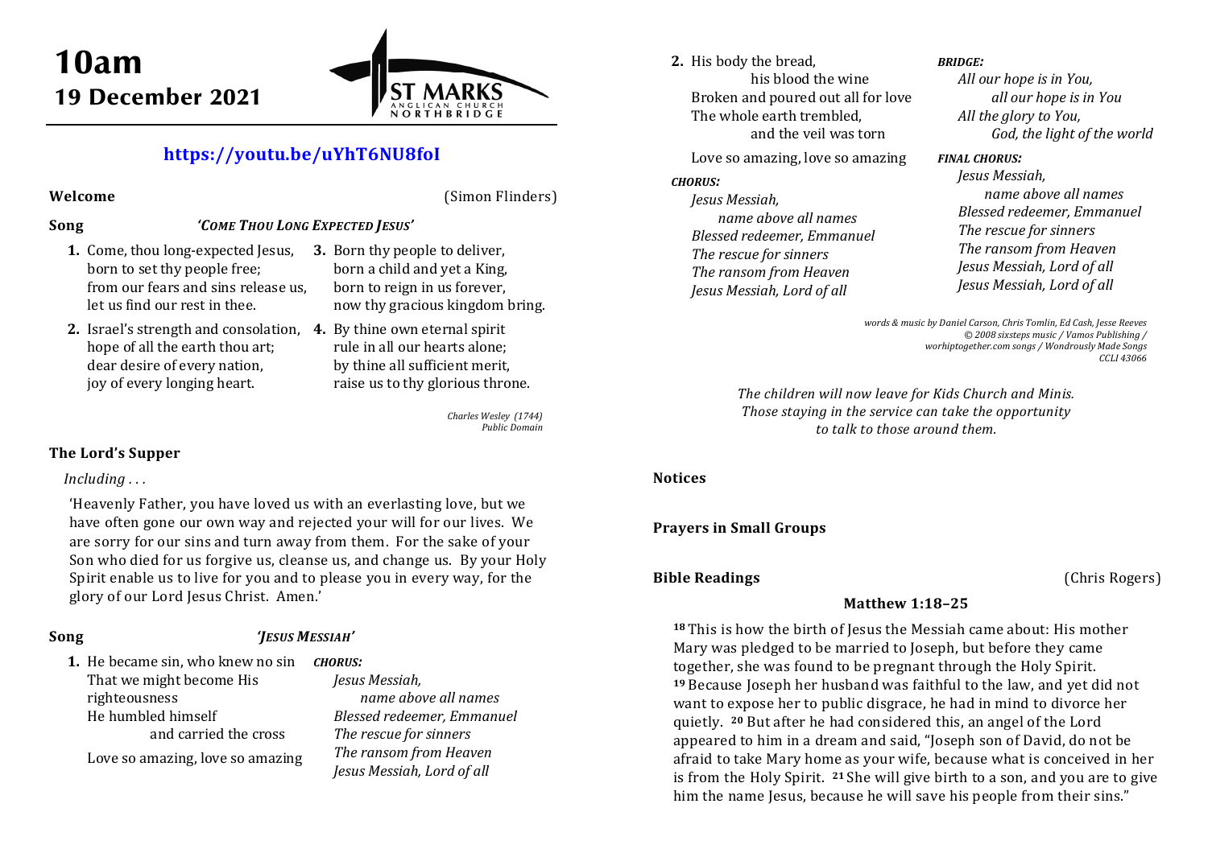# 10am
## 19 December 2021

ST MARKS ANGLICAN CHURCH NORTHBRIDGE

**https://youtu.be/uYhT6NU8foI**

**Welcome** (Simon Flinders)

**Song** *'COME THOU LONG EXPECTED JESUS'*

1. Come, thou long-expected Jesus,
   born to set thy people free;
   from our fears and sins release us,
   let us find our rest in thee.

2. Israel's strength and consolation,
   hope of all the earth thou art;
   dear desire of every nation,
   joy of every longing heart.

3. Born thy people to deliver,
   born a child and yet a King,
   born to reign in us forever,
   now thy gracious kingdom bring.

4. By thine own eternal spirit
   rule in all our hearts alone;
   by thine all sufficient merit,
   raise us to thy glorious throne.

*Charles Wesley (1744)*
*Public Domain*

**The Lord's Supper**

*Including . . .*

'Heavenly Father, you have loved us with an everlasting love, but we have often gone our own way and rejected your will for our lives. We are sorry for our sins and turn away from them. For the sake of your Son who died for us forgive us, cleanse us, and change us. By your Holy Spirit enable us to live for you and to please you in every way, for the glory of our Lord Jesus Christ. Amen.'

**Song** *'JESUS MESSIAH'*

1. He became sin, who knew no sin
   That we might become His righteousness
   He humbled himself
   and carried the cross
   
   Love so amazing, love so amazing

***CHORUS:***
*Jesus Messiah,*
*name above all names*
*Blessed redeemer, Emmanuel*
*The rescue for sinners*
*The ransom from Heaven*
*Jesus Messiah, Lord of all*

2. His body the bread,
   his blood the wine
   Broken and poured out all for love
   The whole earth trembled,
   and the veil was torn
   
   Love so amazing, love so amazing

***CHORUS:***
*Jesus Messiah,*
*name above all names*
*Blessed redeemer, Emmanuel*
*The rescue for sinners*
*The ransom from Heaven*
*Jesus Messiah, Lord of all*

***BRIDGE:***
*All our hope is in You,*
*all our hope is in You*
*All the glory to You,*
*God, the light of the world*

***FINAL CHORUS:***
*Jesus Messiah,*
*name above all names*
*Blessed redeemer, Emmanuel*
*The rescue for sinners*
*The ransom from Heaven*
*Jesus Messiah, Lord of all*
*Jesus Messiah, Lord of all*

*words & music by Daniel Carson, Chris Tomlin, Ed Cash, Jesse Reeves*
*© 2008 sixsteps music / Vamos Publishing / worhiptogether.com songs / Wondrously Made Songs*
*CCLI 43066*

*The children will now leave for Kids Church and Minis. Those staying in the service can take the opportunity to talk to those around them.*

**Notices**

**Prayers in Small Groups**

**Bible Readings** (Chris Rogers)

### Matthew 1:18–25

**18** This is how the birth of Jesus the Messiah came about: His mother Mary was pledged to be married to Joseph, but before they came together, she was found to be pregnant through the Holy Spirit. **19** Because Joseph her husband was faithful to the law, and yet did not want to expose her to public disgrace, he had in mind to divorce her quietly. **20** But after he had considered this, an angel of the Lord appeared to him in a dream and said, "Joseph son of David, do not be afraid to take Mary home as your wife, because what is conceived in her is from the Holy Spirit. **21** She will give birth to a son, and you are to give him the name Jesus, because he will save his people from their sins."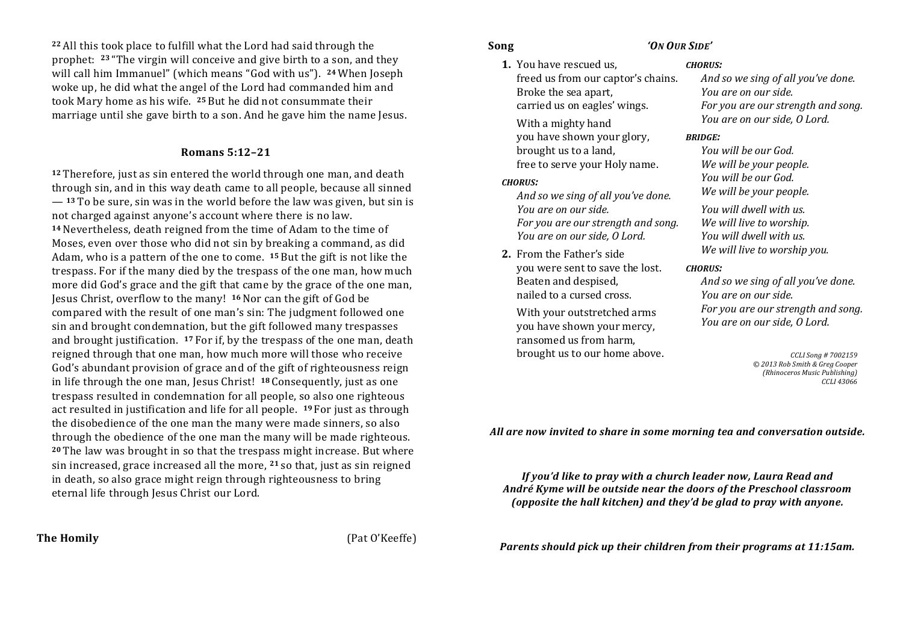[22] All this took place to fulfill what the Lord had said through the prophet: [23] "The virgin will conceive and give birth to a son, and they will call him Immanuel" (which means "God with us"). [24] When Joseph woke up, he did what the angel of the Lord had commanded him and took Mary home as his wife. [25] But he did not consummate their marriage until she gave birth to a son. And he gave him the name Jesus.

## Romans 5:12–21

[12] Therefore, just as sin entered the world through one man, and death through sin, and in this way death came to all people, because all sinned — [13] To be sure, sin was in the world before the law was given, but sin is not charged against anyone's account where there is no law. [14] Nevertheless, death reigned from the time of Adam to the time of Moses, even over those who did not sin by breaking a command, as did Adam, who is a pattern of the one to come. [15] But the gift is not like the trespass. For if the many died by the trespass of the one man, how much more did God's grace and the gift that came by the grace of the one man, Jesus Christ, overflow to the many! [16] Nor can the gift of God be compared with the result of one man's sin: The judgment followed one sin and brought condemnation, but the gift followed many trespasses and brought justification. [17] For if, by the trespass of the one man, death reigned through that one man, how much more will those who receive God's abundant provision of grace and of the gift of righteousness reign in life through the one man, Jesus Christ! [18] Consequently, just as one trespass resulted in condemnation for all people, so also one righteous act resulted in justification and life for all people. [19] For just as through the disobedience of the one man the many were made sinners, so also through the obedience of the one man the many will be made righteous. [20] The law was brought in so that the trespass might increase. But where sin increased, grace increased all the more, [21] so that, just as sin reigned in death, so also grace might reign through righteousness to bring eternal life through Jesus Christ our Lord.

**The Homily** (Pat O'Keeffe)

**Song** ***'On Our Side'***

**1.** You have rescued us,
freed us from our captor's chains.
Broke the sea apart,
carried us on eagles' wings.

With a mighty hand
you have shown your glory,
brought us to a land,
free to serve your Holy name.

***CHORUS:***
*And so we sing of all you've done.*
*You are on our side.*
*For you are our strength and song.*
*You are on our side, O Lord.*

**2.** From the Father's side
you were sent to save the lost.
Beaten and despised,
nailed to a cursed cross.

With your outstretched arms
you have shown your mercy,
ransomed us from harm,
brought us to our home above.

***CHORUS:***
*And so we sing of all you've done.*
*You are on our side.*
*For you are our strength and song.*
*You are on our side, O Lord.*

***BRIDGE:***
*You will be our God.*
*We will be your people.*
*You will be our God.*
*We will be your people.*

*You will dwell with us.*
*We will live to worship.*
*You will dwell with us.*
*We will live to worship you.*

***CHORUS:***
*And so we sing of all you've done.*
*You are on our side.*
*For you are our strength and song.*
*You are on our side, O Lord.*

*CCLI Song # 7002159*
*© 2013 Rob Smith & Greg Cooper*
*(Rhinoceros Music Publishing)*
*CCLI 43066*

***All are now invited to share in some morning tea and conversation outside.***

***If you'd like to pray with a church leader now, Laura Read and André Kyme will be outside near the doors of the Preschool classroom (opposite the hall kitchen) and they'd be glad to pray with anyone.***

***Parents should pick up their children from their programs at 11:15am.***